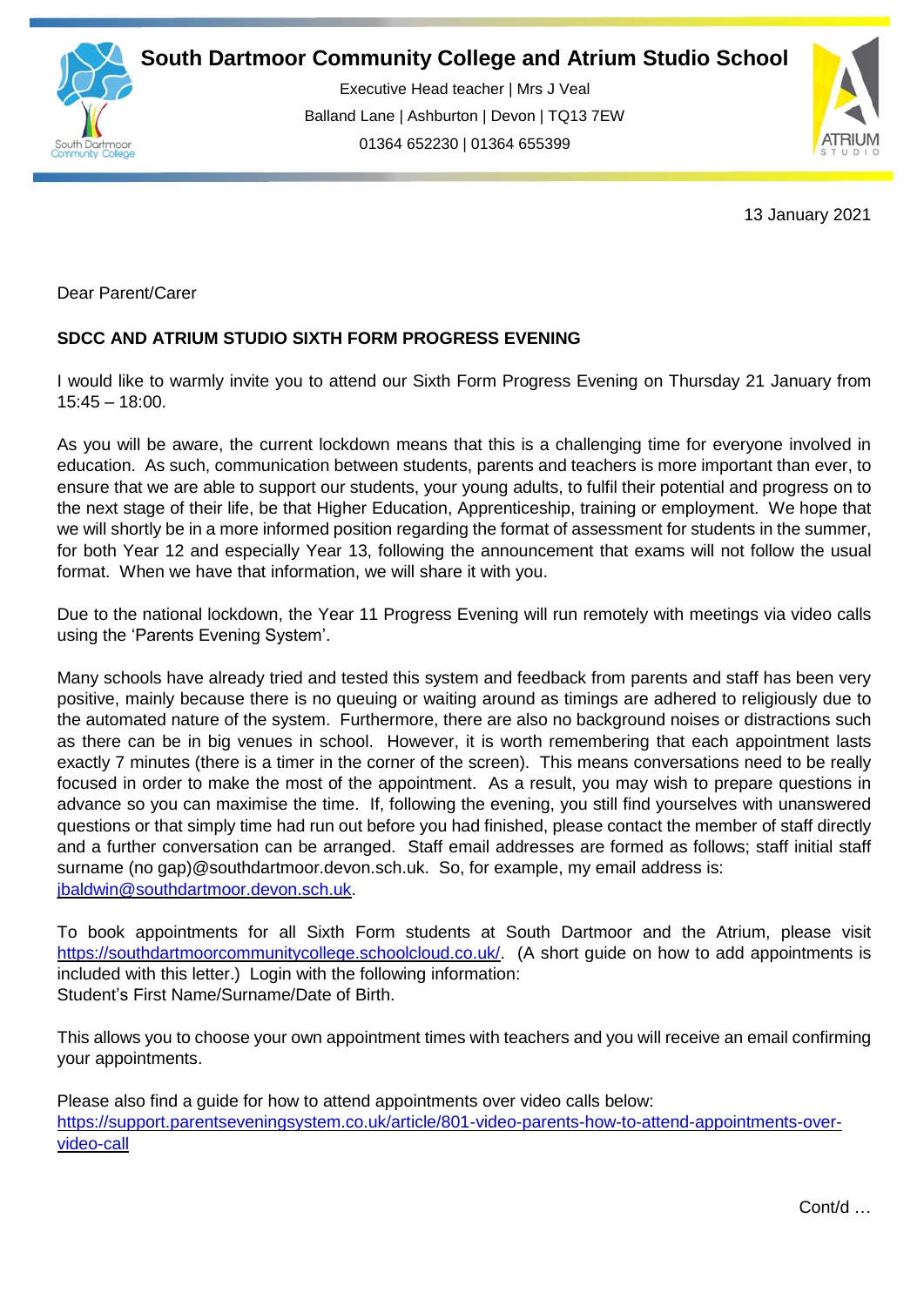# South Dartmoor Community College and Atrium Studio School

Executive Head teacher | Mrs J Veal
Balland Lane | Ashburton | Devon | TQ13 7EW
01364 652230 | 01364 655399

13 January 2021

Dear Parent/Carer

**SDCC AND ATRIUM STUDIO SIXTH FORM PROGRESS EVENING**

I would like to warmly invite you to attend our Sixth Form Progress Evening on Thursday 21 January from 15:45 – 18:00.

As you will be aware, the current lockdown means that this is a challenging time for everyone involved in education. As such, communication between students, parents and teachers is more important than ever, to ensure that we are able to support our students, your young adults, to fulfil their potential and progress on to the next stage of their life, be that Higher Education, Apprenticeship, training or employment. We hope that we will shortly be in a more informed position regarding the format of assessment for students in the summer, for both Year 12 and especially Year 13, following the announcement that exams will not follow the usual format. When we have that information, we will share it with you.

Due to the national lockdown, the Year 11 Progress Evening will run remotely with meetings via video calls using the 'Parents Evening System'.

Many schools have already tried and tested this system and feedback from parents and staff has been very positive, mainly because there is no queuing or waiting around as timings are adhered to religiously due to the automated nature of the system. Furthermore, there are also no background noises or distractions such as there can be in big venues in school. However, it is worth remembering that each appointment lasts exactly 7 minutes (there is a timer in the corner of the screen). This means conversations need to be really focused in order to make the most of the appointment. As a result, you may wish to prepare questions in advance so you can maximise the time. If, following the evening, you still find yourselves with unanswered questions or that simply time had run out before you had finished, please contact the member of staff directly and a further conversation can be arranged. Staff email addresses are formed as follows; staff initial staff surname (no gap)@southdartmoor.devon.sch.uk. So, for example, my email address is: jbaldwin@southdartmoor.devon.sch.uk.

To book appointments for all Sixth Form students at South Dartmoor and the Atrium, please visit https://southdartmoorcommunitycollege.schoolcloud.co.uk/. (A short guide on how to add appointments is included with this letter.) Login with the following information:
Student's First Name/Surname/Date of Birth.

This allows you to choose your own appointment times with teachers and you will receive an email confirming your appointments.

Please also find a guide for how to attend appointments over video calls below:
https://support.parentseveningsystem.co.uk/article/801-video-parents-how-to-attend-appointments-over-video-call

Cont/d …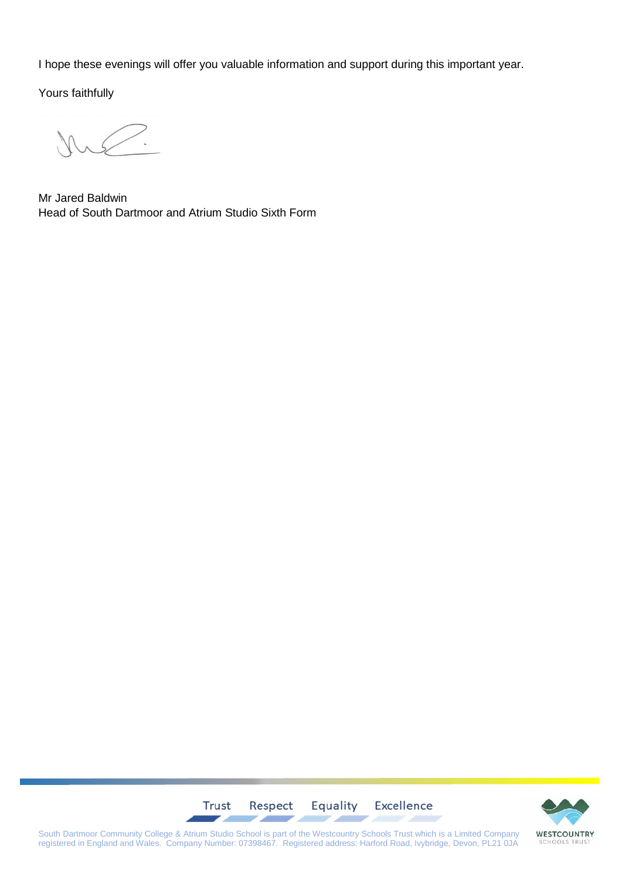I hope these evenings will offer you valuable information and support during this important year.

Yours faithfully

Mr Jared Baldwin
Head of South Dartmoor and Atrium Studio Sixth Form